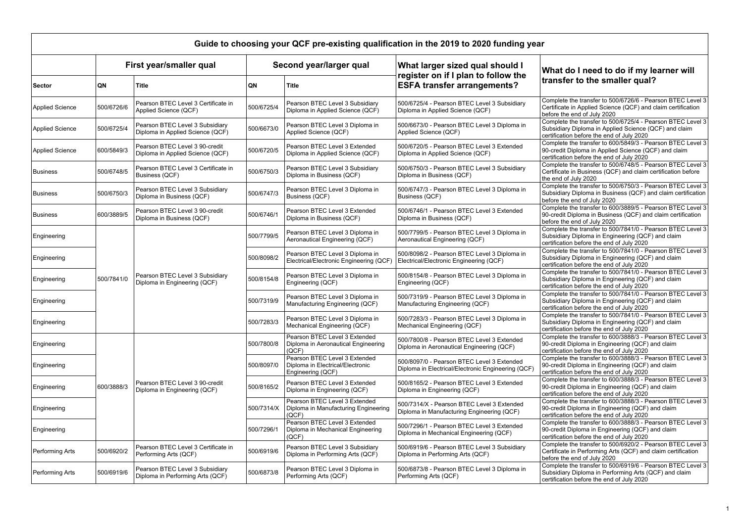# Guide to choosing your QCF pre-existing qualification in the 2019 to 2020 funding year

| | First year/smaller qual | | Second year/larger qual | | What larger sized qual should I register on if I plan to follow the ESFA transfer arrangements? | What do I need to do if my learner will transfer to the smaller qual? |
|---|---|---|---|---|---|---|
| **Sector** | **QN** | **Title** | **QN** | **Title** | | |
| Applied Science | 500/6726/6 | Pearson BTEC Level 3 Certificate in Applied Science (QCF) | 500/6725/4 | Pearson BTEC Level 3 Subsidiary Diploma in Applied Science (QCF) | 500/6725/4 - Pearson BTEC Level 3 Subsidiary Diploma in Applied Science (QCF) | Complete the transfer to 500/6726/6 - Pearson BTEC Level 3 Certificate in Applied Science (QCF) and claim certification before the end of July 2020 |
| Applied Science | 500/6725/4 | Pearson BTEC Level 3 Subsidiary Diploma in Applied Science (QCF) | 500/6673/0 | Pearson BTEC Level 3 Diploma in Applied Science (QCF) | 500/6673/0 - Pearson BTEC Level 3 Diploma in Applied Science (QCF) | Complete the transfer to 500/6725/4 - Pearson BTEC Level 3 Subsidiary Diploma in Applied Science (QCF) and claim certification before the end of July 2020 |
| Applied Science | 600/5849/3 | Pearson BTEC Level 3 90-credit Diploma in Applied Science (QCF) | 500/6720/5 | Pearson BTEC Level 3 Extended Diploma in Applied Science (QCF) | 500/6720/5 - Pearson BTEC Level 3 Extended Diploma in Applied Science (QCF) | Complete the transfer to 600/5849/3 - Pearson BTEC Level 3 90-credit Diploma in Applied Science (QCF) and claim certification before the end of July 2020 |
| Business | 500/6748/5 | Pearson BTEC Level 3 Certificate in Business (QCF) | 500/6750/3 | Pearson BTEC Level 3 Subsidiary Diploma in Business (QCF) | 500/6750/3 - Pearson BTEC Level 3 Subsidiary Diploma in Business (QCF) | Complete the transfer to 500/6748/5 - Pearson BTEC Level 3 Certificate in Business (QCF) and claim certification before the end of July 2020 |
| Business | 500/6750/3 | Pearson BTEC Level 3 Subsidiary Diploma in Business (QCF) | 500/6747/3 | Pearson BTEC Level 3 Diploma in Business (QCF) | 500/6747/3 - Pearson BTEC Level 3 Diploma in Business (QCF) | Complete the transfer to 500/6750/3 - Pearson BTEC Level 3 Subsidiary Diploma in Business (QCF) and claim certification before the end of July 2020 |
| Business | 600/3889/5 | Pearson BTEC Level 3 90-credit Diploma in Business (QCF) | 500/6746/1 | Pearson BTEC Level 3 Extended Diploma in Business (QCF) | 500/6746/1 - Pearson BTEC Level 3 Extended Diploma in Business (QCF) | Complete the transfer to 600/3889/5 - Pearson BTEC Level 3 90-credit Diploma in Business (QCF) and claim certification before the end of July 2020 |
| Engineering | 500/7841/0 | Pearson BTEC Level 3 Subsidiary Diploma in Engineering (QCF) | 500/7799/5 | Pearson BTEC Level 3 Diploma in Aeronautical Engineering (QCF) | 500/7799/5 - Pearson BTEC Level 3 Diploma in Aeronautical Engineering (QCF) | Complete the transfer to 500/7841/0 - Pearson BTEC Level 3 Subsidiary Diploma in Engineering (QCF) and claim certification before the end of July 2020 |
| Engineering | | | 500/8098/2 | Pearson BTEC Level 3 Diploma in Electrical/Electronic Engineering (QCF) | 500/8098/2 - Pearson BTEC Level 3 Diploma in Electrical/Electronic Engineering (QCF) | Complete the transfer to 500/7841/0 - Pearson BTEC Level 3 Subsidiary Diploma in Engineering (QCF) and claim certification before the end of July 2020 |
| Engineering | | | 500/8154/8 | Pearson BTEC Level 3 Diploma in Engineering (QCF) | 500/8154/8 - Pearson BTEC Level 3 Diploma in Engineering (QCF) | Complete the transfer to 500/7841/0 - Pearson BTEC Level 3 Subsidiary Diploma in Engineering (QCF) and claim certification before the end of July 2020 |
| Engineering | | | 500/7319/9 | Pearson BTEC Level 3 Diploma in Manufacturing Engineering (QCF) | 500/7319/9 - Pearson BTEC Level 3 Diploma in Manufacturing Engineering (QCF) | Complete the transfer to 500/7841/0 - Pearson BTEC Level 3 Subsidiary Diploma in Engineering (QCF) and claim certification before the end of July 2020 |
| Engineering | | | 500/7283/3 | Pearson BTEC Level 3 Diploma in Mechanical Engineering (QCF) | 500/7283/3 - Pearson BTEC Level 3 Diploma in Mechanical Engineering (QCF) | Complete the transfer to 500/7841/0 - Pearson BTEC Level 3 Subsidiary Diploma in Engineering (QCF) and claim certification before the end of July 2020 |
| Engineering | 600/3888/3 | Pearson BTEC Level 3 90-credit Diploma in Engineering (QCF) | 500/7800/8 | Pearson BTEC Level 3 Extended Diploma in Aeronautical Engineering (QCF) | 500/7800/8 - Pearson BTEC Level 3 Extended Diploma in Aeronautical Engineering (QCF) | Complete the transfer to 600/3888/3 - Pearson BTEC Level 3 90-credit Diploma in Engineering (QCF) and claim certification before the end of July 2020 |
| Engineering | | | 500/8097/0 | Pearson BTEC Level 3 Extended Diploma in Electrical/Electronic Engineering (QCF) | 500/8097/0 - Pearson BTEC Level 3 Extended Diploma in Electrical/Electronic Engineering (QCF) | Complete the transfer to 600/3888/3 - Pearson BTEC Level 3 90-credit Diploma in Engineering (QCF) and claim certification before the end of July 2020 |
| Engineering | | | 500/8165/2 | Pearson BTEC Level 3 Extended Diploma in Engineering (QCF) | 500/8165/2 - Pearson BTEC Level 3 Extended Diploma in Engineering (QCF) | Complete the transfer to 600/3888/3 - Pearson BTEC Level 3 90-credit Diploma in Engineering (QCF) and claim certification before the end of July 2020 |
| Engineering | | | 500/7314/X | Pearson BTEC Level 3 Extended Diploma in Manufacturing Engineering (QCF) | 500/7314/X - Pearson BTEC Level 3 Extended Diploma in Manufacturing Engineering (QCF) | Complete the transfer to 600/3888/3 - Pearson BTEC Level 3 90-credit Diploma in Engineering (QCF) and claim certification before the end of July 2020 |
| Engineering | | | 500/7296/1 | Pearson BTEC Level 3 Extended Diploma in Mechanical Engineering (QCF) | 500/7296/1 - Pearson BTEC Level 3 Extended Diploma in Mechanical Engineering (QCF) | Complete the transfer to 600/3888/3 - Pearson BTEC Level 3 90-credit Diploma in Engineering (QCF) and claim certification before the end of July 2020 |
| Performing Arts | 500/6920/2 | Pearson BTEC Level 3 Certificate in Performing Arts (QCF) | 500/6919/6 | Pearson BTEC Level 3 Subsidiary Diploma in Performing Arts (QCF) | 500/6919/6 - Pearson BTEC Level 3 Subsidiary Diploma in Performing Arts (QCF) | Complete the transfer to 500/6920/2 - Pearson BTEC Level 3 Certificate in Performing Arts (QCF) and claim certification before the end of July 2020 |
| Performing Arts | 500/6919/6 | Pearson BTEC Level 3 Subsidiary Diploma in Performing Arts (QCF) | 500/6873/8 | Pearson BTEC Level 3 Diploma in Performing Arts (QCF) | 500/6873/8 - Pearson BTEC Level 3 Diploma in Performing Arts (QCF) | Complete the transfer to 500/6919/6 - Pearson BTEC Level 3 Subsidiary Diploma in Performing Arts (QCF) and claim certification before the end of July 2020 |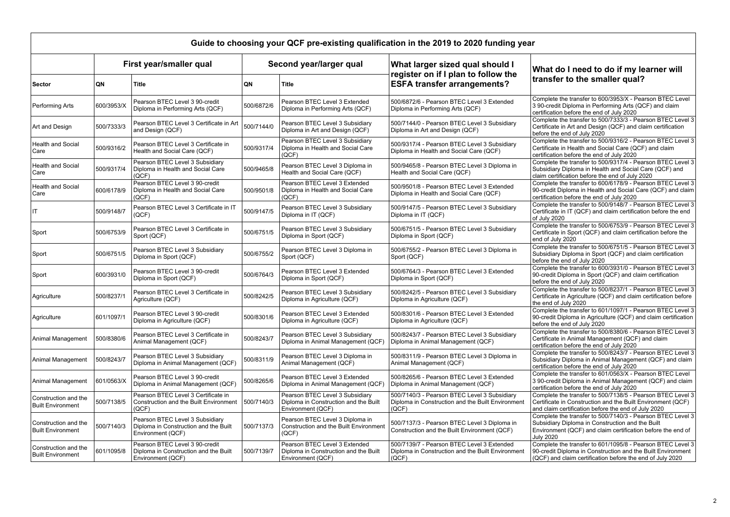| Guide to choosing your QCF pre-existing qualification in the 2019 to 2020 funding year | | | | | | |
|---|---|---|---|---|---|---|
| | First year/smaller qual | | Second year/larger qual | | What larger sized qual should I register on if I plan to follow the ESFA transfer arrangements? | What do I need to do if my learner will transfer to the smaller qual? |
| **Sector** | **QN** | **Title** | **QN** | **Title** | | |
| Performing Arts | 600/3953/X | Pearson BTEC Level 3 90-credit Diploma in Performing Arts (QCF) | 500/6872/6 | Pearson BTEC Level 3 Extended Diploma in Performing Arts (QCF) | 500/6872/6 - Pearson BTEC Level 3 Extended Diploma in Performing Arts (QCF) | Complete the transfer to 600/3953/X - Pearson BTEC Level 3 90-credit Diploma in Performing Arts (QCF) and claim certification before the end of July 2020 |
| Art and Design | 500/7333/3 | Pearson BTEC Level 3 Certificate in Art and Design (QCF) | 500/7144/0 | Pearson BTEC Level 3 Subsidiary Diploma in Art and Design (QCF) | 500/7144/0 - Pearson BTEC Level 3 Subsidiary Diploma in Art and Design (QCF) | Complete the transfer to 500/7333/3 - Pearson BTEC Level 3 Certificate in Art and Design (QCF) and claim certification before the end of July 2020 |
| Health and Social Care | 500/9316/2 | Pearson BTEC Level 3 Certificate in Health and Social Care (QCF) | 500/9317/4 | Pearson BTEC Level 3 Subsidiary Diploma in Health and Social Care (QCF) | 500/9317/4 - Pearson BTEC Level 3 Subsidiary Diploma in Health and Social Care (QCF) | Complete the transfer to 500/9316/2 - Pearson BTEC Level 3 Certificate in Health and Social Care (QCF) and claim certification before the end of July 2020 |
| Health and Social Care | 500/9317/4 | Pearson BTEC Level 3 Subsidiary Diploma in Health and Social Care (QCF) | 500/9465/8 | Pearson BTEC Level 3 Diploma in Health and Social Care (QCF) | 500/9465/8 - Pearson BTEC Level 3 Diploma in Health and Social Care (QCF) | Complete the transfer to 500/9317/4 - Pearson BTEC Level 3 Subsidiary Diploma in Health and Social Care (QCF) and claim certification before the end of July 2020 |
| Health and Social Care | 600/6178/9 | Pearson BTEC Level 3 90-credit Diploma in Health and Social Care (QCF) | 500/9501/8 | Pearson BTEC Level 3 Extended Diploma in Health and Social Care (QCF) | 500/9501/8 - Pearson BTEC Level 3 Extended Diploma in Health and Social Care (QCF) | Complete the transfer to 600/6178/9 - Pearson BTEC Level 3 90-credit Diploma in Health and Social Care (QCF) and claim certification before the end of July 2020 |
| IT | 500/9148/7 | Pearson BTEC Level 3 Certificate in IT (QCF) | 500/9147/5 | Pearson BTEC Level 3 Subsidiary Diploma in IT (QCF) | 500/9147/5 - Pearson BTEC Level 3 Subsidiary Diploma in IT (QCF) | Complete the transfer to 500/9148/7 - Pearson BTEC Level 3 Certificate in IT (QCF) and claim certification before the end of July 2020 |
| Sport | 500/6753/9 | Pearson BTEC Level 3 Certificate in Sport (QCF) | 500/6751/5 | Pearson BTEC Level 3 Subsidiary Diploma in Sport (QCF) | 500/6751/5 - Pearson BTEC Level 3 Subsidiary Diploma in Sport (QCF) | Complete the transfer to 500/6753/9 - Pearson BTEC Level 3 Certificate in Sport (QCF) and claim certification before the end of July 2020 |
| Sport | 500/6751/5 | Pearson BTEC Level 3 Subsidiary Diploma in Sport (QCF) | 500/6755/2 | Pearson BTEC Level 3 Diploma in Sport (QCF) | 500/6755/2 - Pearson BTEC Level 3 Diploma in Sport (QCF) | Complete the transfer to 500/6751/5 - Pearson BTEC Level 3 Subsidiary Diploma in Sport (QCF) and claim certification before the end of July 2020 |
| Sport | 600/3931/0 | Pearson BTEC Level 3 90-credit Diploma in Sport (QCF) | 500/6764/3 | Pearson BTEC Level 3 Extended Diploma in Sport (QCF) | 500/6764/3 - Pearson BTEC Level 3 Extended Diploma in Sport (QCF) | Complete the transfer to 600/3931/0 - Pearson BTEC Level 3 90-credit Diploma in Sport (QCF) and claim certification before the end of July 2020 |
| Agriculture | 500/8237/1 | Pearson BTEC Level 3 Certificate in Agriculture (QCF) | 500/8242/5 | Pearson BTEC Level 3 Subsidiary Diploma in Agriculture (QCF) | 500/8242/5 - Pearson BTEC Level 3 Subsidiary Diploma in Agriculture (QCF) | Complete the transfer to 500/8237/1 - Pearson BTEC Level 3 Certificate in Agriculture (QCF) and claim certification before the end of July 2020 |
| Agriculture | 601/1097/1 | Pearson BTEC Level 3 90-credit Diploma in Agriculture (QCF) | 500/8301/6 | Pearson BTEC Level 3 Extended Diploma in Agriculture (QCF) | 500/8301/6 - Pearson BTEC Level 3 Extended Diploma in Agriculture (QCF) | Complete the transfer to 601/1097/1 - Pearson BTEC Level 3 90-credit Diploma in Agriculture (QCF) and claim certification before the end of July 2020 |
| Animal Management | 500/8380/6 | Pearson BTEC Level 3 Certificate in Animal Management (QCF) | 500/8243/7 | Pearson BTEC Level 3 Subsidiary Diploma in Animal Management (QCF) | 500/8243/7 - Pearson BTEC Level 3 Subsidiary Diploma in Animal Management (QCF) | Complete the transfer to 500/8380/6 - Pearson BTEC Level 3 Certificate in Animal Management (QCF) and claim certification before the end of July 2020 |
| Animal Management | 500/8243/7 | Pearson BTEC Level 3 Subsidiary Diploma in Animal Management (QCF) | 500/8311/9 | Pearson BTEC Level 3 Diploma in Animal Management (QCF) | 500/8311/9 - Pearson BTEC Level 3 Diploma in Animal Management (QCF) | Complete the transfer to 500/8243/7 - Pearson BTEC Level 3 Subsidiary Diploma in Animal Management (QCF) and claim certification before the end of July 2020 |
| Animal Management | 601/0563/X | Pearson BTEC Level 3 90-credit Diploma in Animal Management (QCF) | 500/8265/6 | Pearson BTEC Level 3 Extended Diploma in Animal Management (QCF) | 500/8265/6 - Pearson BTEC Level 3 Extended Diploma in Animal Management (QCF) | Complete the transfer to 601/0563/X - Pearson BTEC Level 3 90-credit Diploma in Animal Management (QCF) and claim certification before the end of July 2020 |
| Construction and the Built Environment | 500/7138/5 | Pearson BTEC Level 3 Certificate in Construction and the Built Environment (QCF) | 500/7140/3 | Pearson BTEC Level 3 Subsidiary Diploma in Construction and the Built Environment (QCF) | 500/7140/3 - Pearson BTEC Level 3 Subsidiary Diploma in Construction and the Built Environment (QCF) | Complete the transfer to 500/7138/5 - Pearson BTEC Level 3 Certificate in Construction and the Built Environment (QCF) and claim certification before the end of July 2020 |
| Construction and the Built Environment | 500/7140/3 | Pearson BTEC Level 3 Subsidiary Diploma in Construction and the Built Environment (QCF) | 500/7137/3 | Pearson BTEC Level 3 Diploma in Construction and the Built Environment (QCF) | 500/7137/3 - Pearson BTEC Level 3 Diploma in Construction and the Built Environment (QCF) | Complete the transfer to 500/7140/3 - Pearson BTEC Level 3 Subsidiary Diploma in Construction and the Built Environment (QCF) and claim certification before the end of July 2020 |
| Construction and the Built Environment | 601/1095/8 | Pearson BTEC Level 3 90-credit Diploma in Construction and the Built Environment (QCF) | 500/7139/7 | Pearson BTEC Level 3 Extended Diploma in Construction and the Built Environment (QCF) | 500/7139/7 - Pearson BTEC Level 3 Extended Diploma in Construction and the Built Environment (QCF) | Complete the transfer to 601/1095/8 - Pearson BTEC Level 3 90-credit Diploma in Construction and the Built Environment (QCF) and claim certification before the end of July 2020 |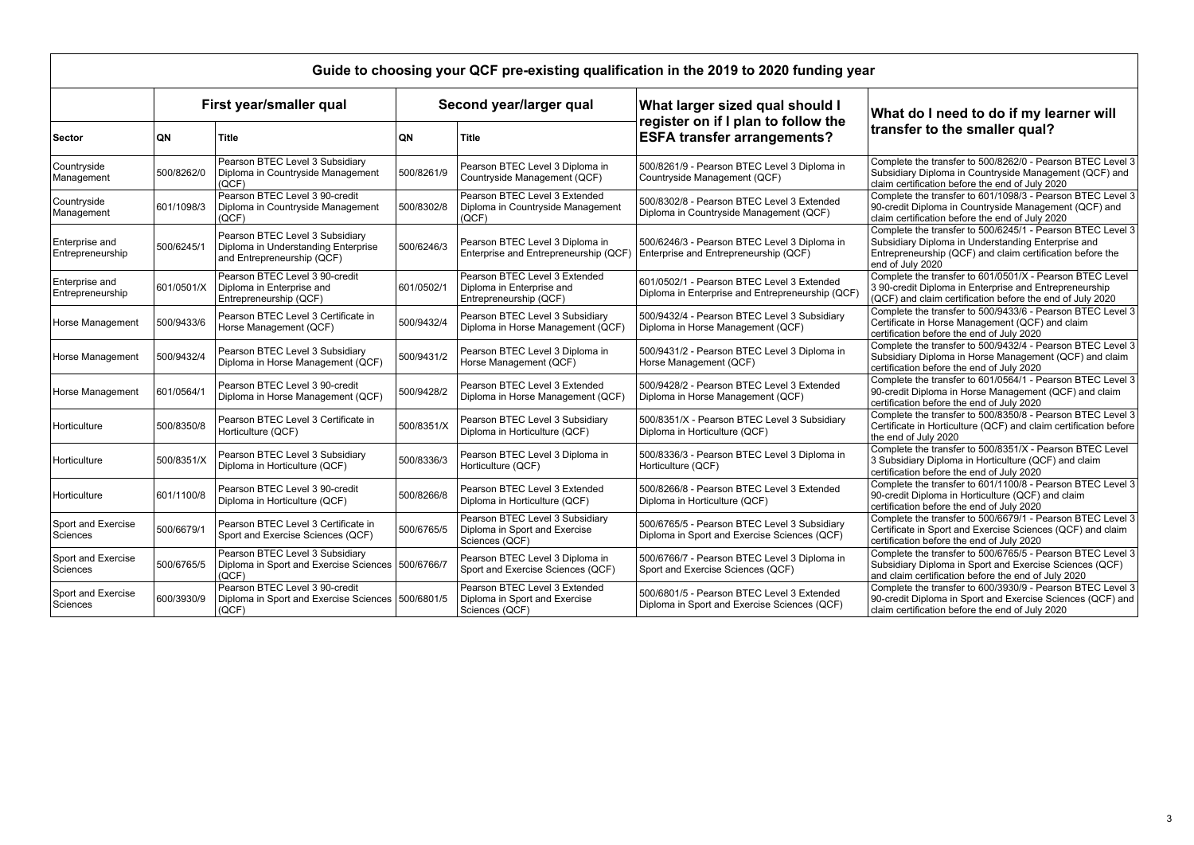## Guide to choosing your QCF pre-existing qualification in the 2019 to 2020 funding year

| | First year/smaller qual | | Second year/larger qual | | What larger sized qual should I register on if I plan to follow the ESFA transfer arrangements? | What do I need to do if my learner will transfer to the smaller qual? |
|---|---|---|---|---|---|---|
| **Sector** | **QN** | **Title** | **QN** | **Title** | | |
| Countryside Management | 500/8262/0 | Pearson BTEC Level 3 Subsidiary Diploma in Countryside Management (QCF) | 500/8261/9 | Pearson BTEC Level 3 Diploma in Countryside Management (QCF) | 500/8261/9 - Pearson BTEC Level 3 Diploma in Countryside Management (QCF) | Complete the transfer to 500/8262/0 - Pearson BTEC Level 3 Subsidiary Diploma in Countryside Management (QCF) and claim certification before the end of July 2020 |
| Countryside Management | 601/1098/3 | Pearson BTEC Level 3 90-credit Diploma in Countryside Management (QCF) | 500/8302/8 | Pearson BTEC Level 3 Extended Diploma in Countryside Management (QCF) | 500/8302/8 - Pearson BTEC Level 3 Extended Diploma in Countryside Management (QCF) | Complete the transfer to 601/1098/3 - Pearson BTEC Level 3 90-credit Diploma in Countryside Management (QCF) and claim certification before the end of July 2020 |
| Enterprise and Entrepreneurship | 500/6245/1 | Pearson BTEC Level 3 Subsidiary Diploma in Understanding Enterprise and Entrepreneurship (QCF) | 500/6246/3 | Pearson BTEC Level 3 Diploma in Enterprise and Entrepreneurship (QCF) | 500/6246/3 - Pearson BTEC Level 3 Diploma in Enterprise and Entrepreneurship (QCF) | Complete the transfer to 500/6245/1 - Pearson BTEC Level 3 Subsidiary Diploma in Understanding Enterprise and Entrepreneurship (QCF) and claim certification before the end of July 2020 |
| Enterprise and Entrepreneurship | 601/0501/X | Pearson BTEC Level 3 90-credit Diploma in Enterprise and Entrepreneurship (QCF) | 601/0502/1 | Pearson BTEC Level 3 Extended Diploma in Enterprise and Entrepreneurship (QCF) | 601/0502/1 - Pearson BTEC Level 3 Extended Diploma in Enterprise and Entrepreneurship (QCF) | Complete the transfer to 601/0501/X - Pearson BTEC Level 3 90-credit Diploma in Enterprise and Entrepreneurship (QCF) and claim certification before the end of July 2020 |
| Horse Management | 500/9433/6 | Pearson BTEC Level 3 Certificate in Horse Management (QCF) | 500/9432/4 | Pearson BTEC Level 3 Subsidiary Diploma in Horse Management (QCF) | 500/9432/4 - Pearson BTEC Level 3 Subsidiary Diploma in Horse Management (QCF) | Complete the transfer to 500/9433/6 - Pearson BTEC Level 3 Certificate in Horse Management (QCF) and claim certification before the end of July 2020 |
| Horse Management | 500/9432/4 | Pearson BTEC Level 3 Subsidiary Diploma in Horse Management (QCF) | 500/9431/2 | Pearson BTEC Level 3 Diploma in Horse Management (QCF) | 500/9431/2 - Pearson BTEC Level 3 Diploma in Horse Management (QCF) | Complete the transfer to 500/9432/4 - Pearson BTEC Level 3 Subsidiary Diploma in Horse Management (QCF) and claim certification before the end of July 2020 |
| Horse Management | 601/0564/1 | Pearson BTEC Level 3 90-credit Diploma in Horse Management (QCF) | 500/9428/2 | Pearson BTEC Level 3 Extended Diploma in Horse Management (QCF) | 500/9428/2 - Pearson BTEC Level 3 Extended Diploma in Horse Management (QCF) | Complete the transfer to 601/0564/1 - Pearson BTEC Level 3 90-credit Diploma in Horse Management (QCF) and claim certification before the end of July 2020 |
| Horticulture | 500/8350/8 | Pearson BTEC Level 3 Certificate in Horticulture (QCF) | 500/8351/X | Pearson BTEC Level 3 Subsidiary Diploma in Horticulture (QCF) | 500/8351/X - Pearson BTEC Level 3 Subsidiary Diploma in Horticulture (QCF) | Complete the transfer to 500/8350/8 - Pearson BTEC Level 3 Certificate in Horticulture (QCF) and claim certification before the end of July 2020 |
| Horticulture | 500/8351/X | Pearson BTEC Level 3 Subsidiary Diploma in Horticulture (QCF) | 500/8336/3 | Pearson BTEC Level 3 Diploma in Horticulture (QCF) | 500/8336/3 - Pearson BTEC Level 3 Diploma in Horticulture (QCF) | Complete the transfer to 500/8351/X - Pearson BTEC Level 3 Subsidiary Diploma in Horticulture (QCF) and claim certification before the end of July 2020 |
| Horticulture | 601/1100/8 | Pearson BTEC Level 3 90-credit Diploma in Horticulture (QCF) | 500/8266/8 | Pearson BTEC Level 3 Extended Diploma in Horticulture (QCF) | 500/8266/8 - Pearson BTEC Level 3 Extended Diploma in Horticulture (QCF) | Complete the transfer to 601/1100/8 - Pearson BTEC Level 3 90-credit Diploma in Horticulture (QCF) and claim certification before the end of July 2020 |
| Sport and Exercise Sciences | 500/6679/1 | Pearson BTEC Level 3 Certificate in Sport and Exercise Sciences (QCF) | 500/6765/5 | Pearson BTEC Level 3 Subsidiary Diploma in Sport and Exercise Sciences (QCF) | 500/6765/5 - Pearson BTEC Level 3 Subsidiary Diploma in Sport and Exercise Sciences (QCF) | Complete the transfer to 500/6679/1 - Pearson BTEC Level 3 Certificate in Sport and Exercise Sciences (QCF) and claim certification before the end of July 2020 |
| Sport and Exercise Sciences | 500/6765/5 | Pearson BTEC Level 3 Subsidiary Diploma in Sport and Exercise Sciences (QCF) | 500/6766/7 | Pearson BTEC Level 3 Diploma in Sport and Exercise Sciences (QCF) | 500/6766/7 - Pearson BTEC Level 3 Diploma in Sport and Exercise Sciences (QCF) | Complete the transfer to 500/6765/5 - Pearson BTEC Level 3 Subsidiary Diploma in Sport and Exercise Sciences (QCF) and claim certification before the end of July 2020 |
| Sport and Exercise Sciences | 600/3930/9 | Pearson BTEC Level 3 90-credit Diploma in Sport and Exercise Sciences (QCF) | 500/6801/5 | Pearson BTEC Level 3 Extended Diploma in Sport and Exercise Sciences (QCF) | 500/6801/5 - Pearson BTEC Level 3 Extended Diploma in Sport and Exercise Sciences (QCF) | Complete the transfer to 600/3930/9 - Pearson BTEC Level 3 90-credit Diploma in Sport and Exercise Sciences (QCF) and claim certification before the end of July 2020 |